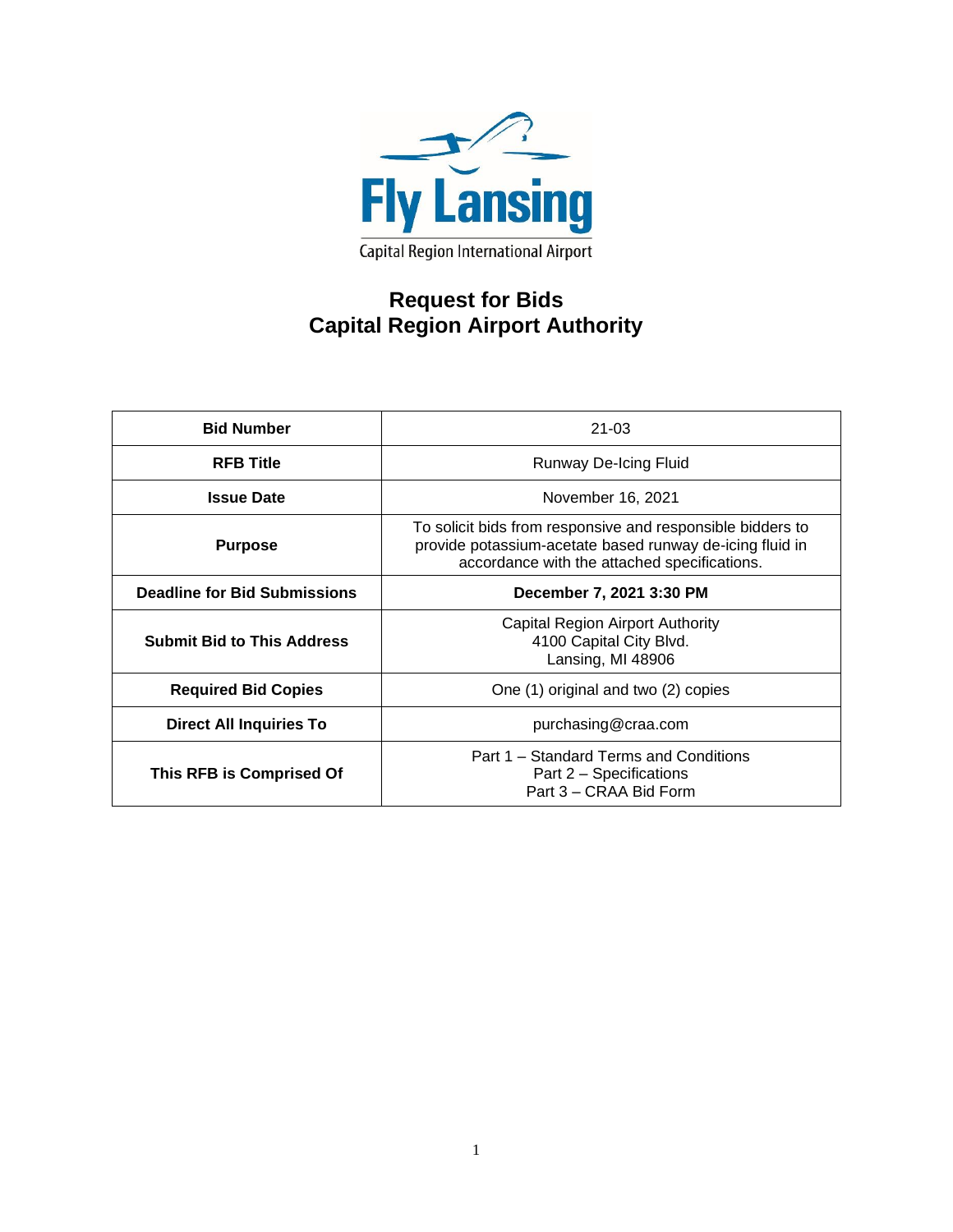Fly Lansing

Capital Region International Airport

# Request for Bids
# Capital Region Airport Authority

| **Bid Number** | 21-03 |
|---|---|
| **RFB Title** | Runway De-Icing Fluid |
| **Issue Date** | November 16, 2021 |
| **Purpose** | To solicit bids from responsive and responsible bidders to provide potassium-acetate based runway de-icing fluid in accordance with the attached specifications. |
| **Deadline for Bid Submissions** | **December 7, 2021 3:30 PM** |
| **Submit Bid to This Address** | Capital Region Airport Authority<br>4100 Capital City Blvd.<br>Lansing, MI 48906 |
| **Required Bid Copies** | One (1) original and two (2) copies |
| **Direct All Inquiries To** | purchasing@craa.com |
| **This RFB is Comprised Of** | Part 1 – Standard Terms and Conditions<br>Part 2 – Specifications<br>Part 3 – CRAA Bid Form |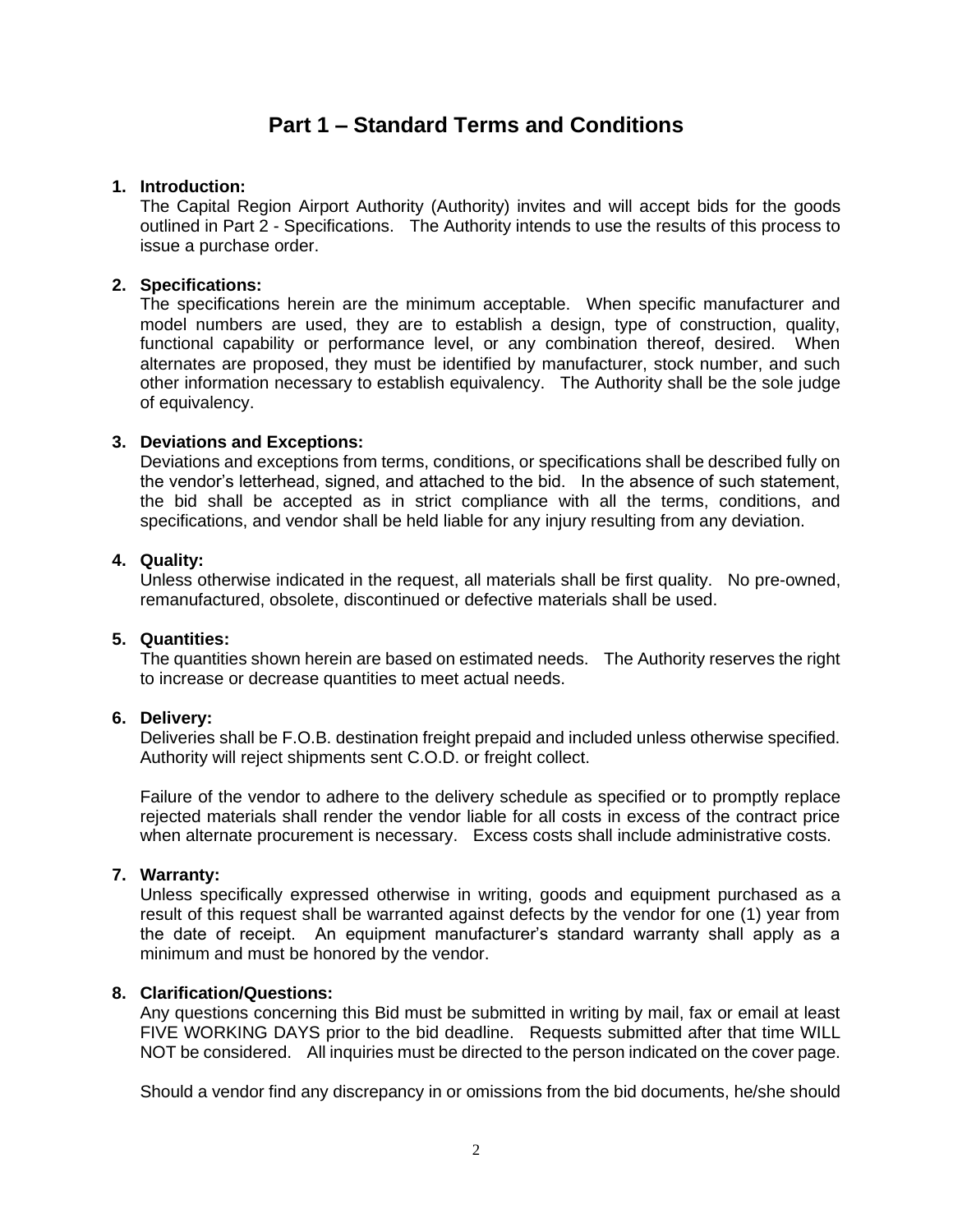# Part 1 – Standard Terms and Conditions

1. **Introduction:**
   The Capital Region Airport Authority (Authority) invites and will accept bids for the goods outlined in Part 2 - Specifications. The Authority intends to use the results of this process to issue a purchase order.

2. **Specifications:**
   The specifications herein are the minimum acceptable. When specific manufacturer and model numbers are used, they are to establish a design, type of construction, quality, functional capability or performance level, or any combination thereof, desired. When alternates are proposed, they must be identified by manufacturer, stock number, and such other information necessary to establish equivalency. The Authority shall be the sole judge of equivalency.

3. **Deviations and Exceptions:**
   Deviations and exceptions from terms, conditions, or specifications shall be described fully on the vendor's letterhead, signed, and attached to the bid. In the absence of such statement, the bid shall be accepted as in strict compliance with all the terms, conditions, and specifications, and vendor shall be held liable for any injury resulting from any deviation.

4. **Quality:**
   Unless otherwise indicated in the request, all materials shall be first quality. No pre-owned, remanufactured, obsolete, discontinued or defective materials shall be used.

5. **Quantities:**
   The quantities shown herein are based on estimated needs. The Authority reserves the right to increase or decrease quantities to meet actual needs.

6. **Delivery:**
   Deliveries shall be F.O.B. destination freight prepaid and included unless otherwise specified. Authority will reject shipments sent C.O.D. or freight collect.

   Failure of the vendor to adhere to the delivery schedule as specified or to promptly replace rejected materials shall render the vendor liable for all costs in excess of the contract price when alternate procurement is necessary. Excess costs shall include administrative costs.

7. **Warranty:**
   Unless specifically expressed otherwise in writing, goods and equipment purchased as a result of this request shall be warranted against defects by the vendor for one (1) year from the date of receipt. An equipment manufacturer's standard warranty shall apply as a minimum and must be honored by the vendor.

8. **Clarification/Questions:**
   Any questions concerning this Bid must be submitted in writing by mail, fax or email at least FIVE WORKING DAYS prior to the bid deadline. Requests submitted after that time WILL NOT be considered. All inquiries must be directed to the person indicated on the cover page.

   Should a vendor find any discrepancy in or omissions from the bid documents, he/she should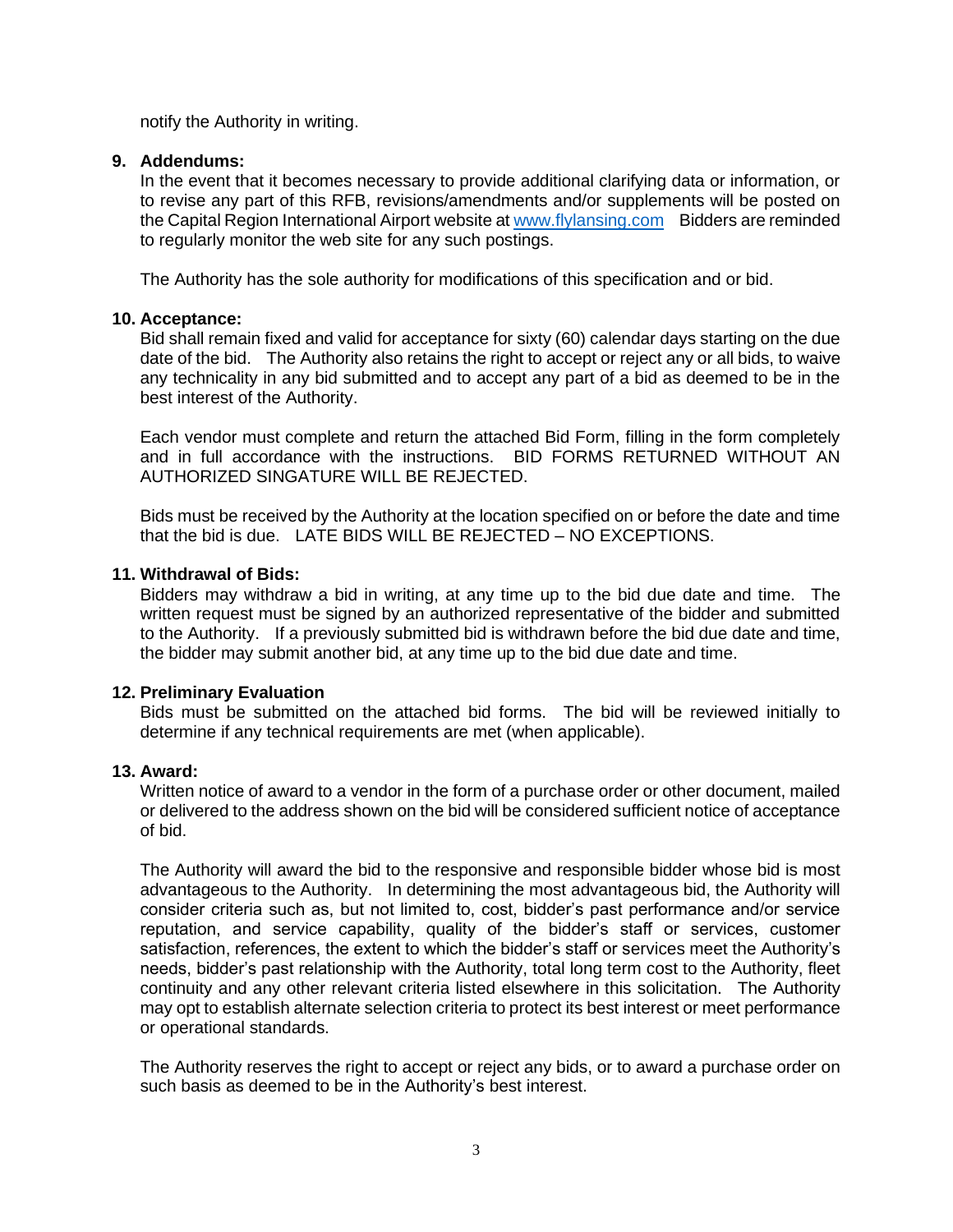notify the Authority in writing.

**9. Addendums:**

In the event that it becomes necessary to provide additional clarifying data or information, or to revise any part of this RFB, revisions/amendments and/or supplements will be posted on the Capital Region International Airport website at [www.flylansing.com](http://www.flylansing.com) Bidders are reminded to regularly monitor the web site for any such postings.

The Authority has the sole authority for modifications of this specification and or bid.

**10. Acceptance:**

Bid shall remain fixed and valid for acceptance for sixty (60) calendar days starting on the due date of the bid. The Authority also retains the right to accept or reject any or all bids, to waive any technicality in any bid submitted and to accept any part of a bid as deemed to be in the best interest of the Authority.

Each vendor must complete and return the attached Bid Form, filling in the form completely and in full accordance with the instructions. BID FORMS RETURNED WITHOUT AN AUTHORIZED SINGATURE WILL BE REJECTED.

Bids must be received by the Authority at the location specified on or before the date and time that the bid is due. LATE BIDS WILL BE REJECTED – NO EXCEPTIONS.

**11. Withdrawal of Bids:**

Bidders may withdraw a bid in writing, at any time up to the bid due date and time. The written request must be signed by an authorized representative of the bidder and submitted to the Authority. If a previously submitted bid is withdrawn before the bid due date and time, the bidder may submit another bid, at any time up to the bid due date and time.

**12. Preliminary Evaluation**

Bids must be submitted on the attached bid forms. The bid will be reviewed initially to determine if any technical requirements are met (when applicable).

**13. Award:**

Written notice of award to a vendor in the form of a purchase order or other document, mailed or delivered to the address shown on the bid will be considered sufficient notice of acceptance of bid.

The Authority will award the bid to the responsive and responsible bidder whose bid is most advantageous to the Authority. In determining the most advantageous bid, the Authority will consider criteria such as, but not limited to, cost, bidder's past performance and/or service reputation, and service capability, quality of the bidder's staff or services, customer satisfaction, references, the extent to which the bidder's staff or services meet the Authority's needs, bidder's past relationship with the Authority, total long term cost to the Authority, fleet continuity and any other relevant criteria listed elsewhere in this solicitation. The Authority may opt to establish alternate selection criteria to protect its best interest or meet performance or operational standards.

The Authority reserves the right to accept or reject any bids, or to award a purchase order on such basis as deemed to be in the Authority's best interest.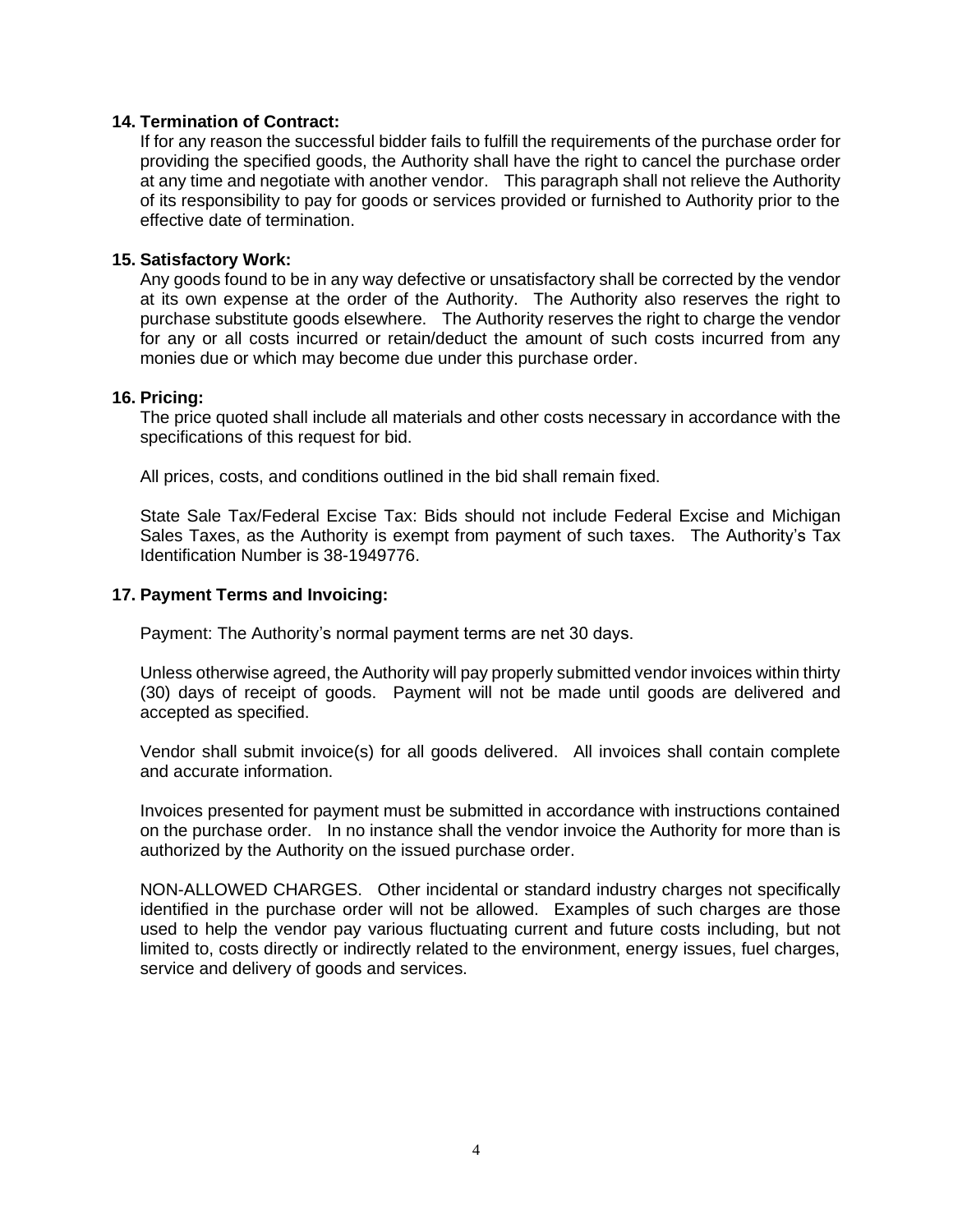**14. Termination of Contract:**

If for any reason the successful bidder fails to fulfill the requirements of the purchase order for providing the specified goods, the Authority shall have the right to cancel the purchase order at any time and negotiate with another vendor. This paragraph shall not relieve the Authority of its responsibility to pay for goods or services provided or furnished to Authority prior to the effective date of termination.

**15. Satisfactory Work:**

Any goods found to be in any way defective or unsatisfactory shall be corrected by the vendor at its own expense at the order of the Authority. The Authority also reserves the right to purchase substitute goods elsewhere. The Authority reserves the right to charge the vendor for any or all costs incurred or retain/deduct the amount of such costs incurred from any monies due or which may become due under this purchase order.

**16. Pricing:**

The price quoted shall include all materials and other costs necessary in accordance with the specifications of this request for bid.

All prices, costs, and conditions outlined in the bid shall remain fixed.

State Sale Tax/Federal Excise Tax: Bids should not include Federal Excise and Michigan Sales Taxes, as the Authority is exempt from payment of such taxes. The Authority's Tax Identification Number is 38-1949776.

**17. Payment Terms and Invoicing:**

Payment: The Authority's normal payment terms are net 30 days.

Unless otherwise agreed, the Authority will pay properly submitted vendor invoices within thirty (30) days of receipt of goods. Payment will not be made until goods are delivered and accepted as specified.

Vendor shall submit invoice(s) for all goods delivered. All invoices shall contain complete and accurate information.

Invoices presented for payment must be submitted in accordance with instructions contained on the purchase order. In no instance shall the vendor invoice the Authority for more than is authorized by the Authority on the issued purchase order.

NON-ALLOWED CHARGES. Other incidental or standard industry charges not specifically identified in the purchase order will not be allowed. Examples of such charges are those used to help the vendor pay various fluctuating current and future costs including, but not limited to, costs directly or indirectly related to the environment, energy issues, fuel charges, service and delivery of goods and services.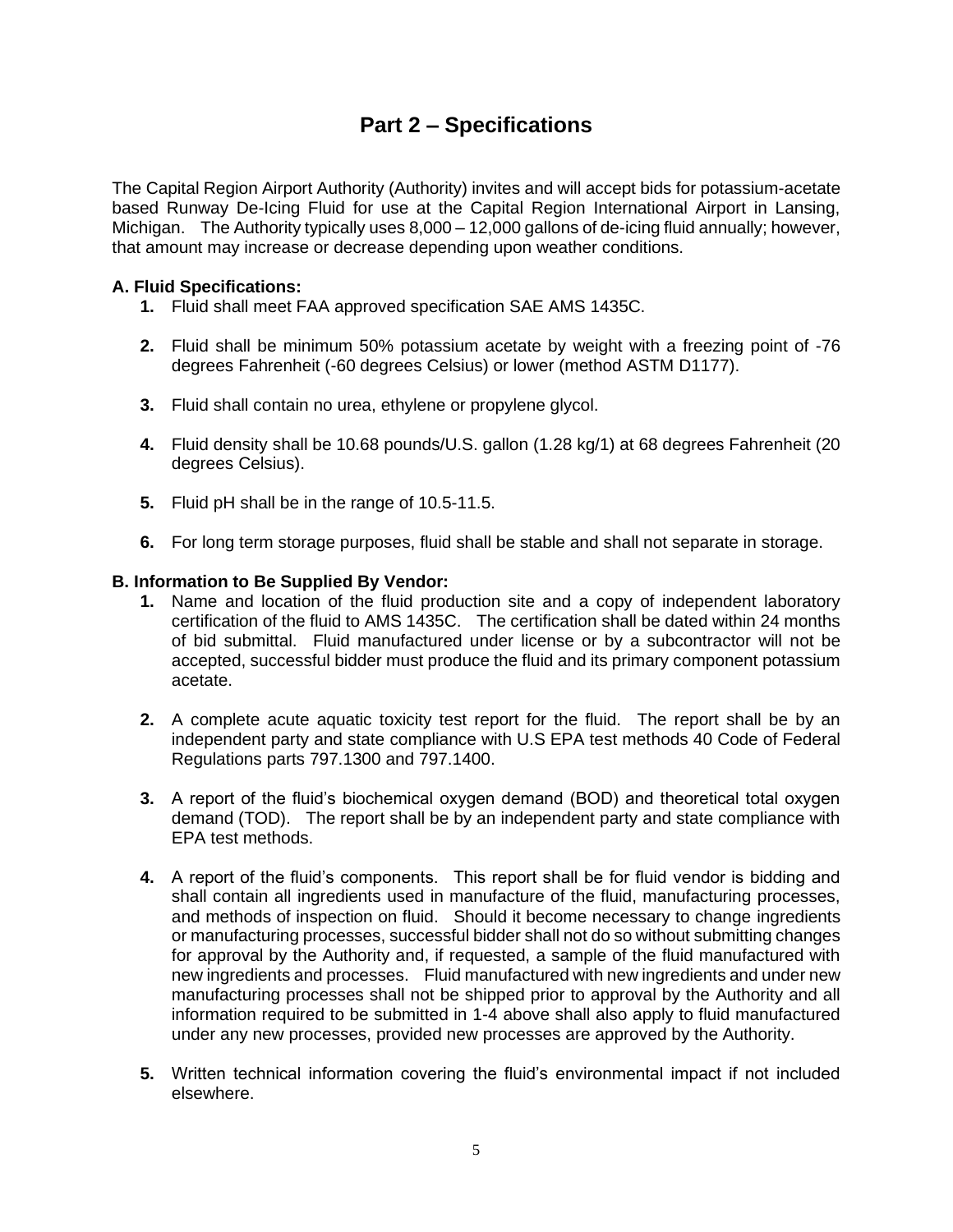# Part 2 – Specifications

The Capital Region Airport Authority (Authority) invites and will accept bids for potassium-acetate based Runway De-Icing Fluid for use at the Capital Region International Airport in Lansing, Michigan. The Authority typically uses 8,000 – 12,000 gallons of de-icing fluid annually; however, that amount may increase or decrease depending upon weather conditions.

**A. Fluid Specifications:**

1. Fluid shall meet FAA approved specification SAE AMS 1435C.
2. Fluid shall be minimum 50% potassium acetate by weight with a freezing point of -76 degrees Fahrenheit (-60 degrees Celsius) or lower (method ASTM D1177).
3. Fluid shall contain no urea, ethylene or propylene glycol.
4. Fluid density shall be 10.68 pounds/U.S. gallon (1.28 kg/1) at 68 degrees Fahrenheit (20 degrees Celsius).
5. Fluid pH shall be in the range of 10.5-11.5.
6. For long term storage purposes, fluid shall be stable and shall not separate in storage.

**B. Information to Be Supplied By Vendor:**

1. Name and location of the fluid production site and a copy of independent laboratory certification of the fluid to AMS 1435C. The certification shall be dated within 24 months of bid submittal. Fluid manufactured under license or by a subcontractor will not be accepted, successful bidder must produce the fluid and its primary component potassium acetate.
2. A complete acute aquatic toxicity test report for the fluid. The report shall be by an independent party and state compliance with U.S EPA test methods 40 Code of Federal Regulations parts 797.1300 and 797.1400.
3. A report of the fluid's biochemical oxygen demand (BOD) and theoretical total oxygen demand (TOD). The report shall be by an independent party and state compliance with EPA test methods.
4. A report of the fluid's components. This report shall be for fluid vendor is bidding and shall contain all ingredients used in manufacture of the fluid, manufacturing processes, and methods of inspection on fluid. Should it become necessary to change ingredients or manufacturing processes, successful bidder shall not do so without submitting changes for approval by the Authority and, if requested, a sample of the fluid manufactured with new ingredients and processes. Fluid manufactured with new ingredients and under new manufacturing processes shall not be shipped prior to approval by the Authority and all information required to be submitted in 1-4 above shall also apply to fluid manufactured under any new processes, provided new processes are approved by the Authority.
5. Written technical information covering the fluid's environmental impact if not included elsewhere.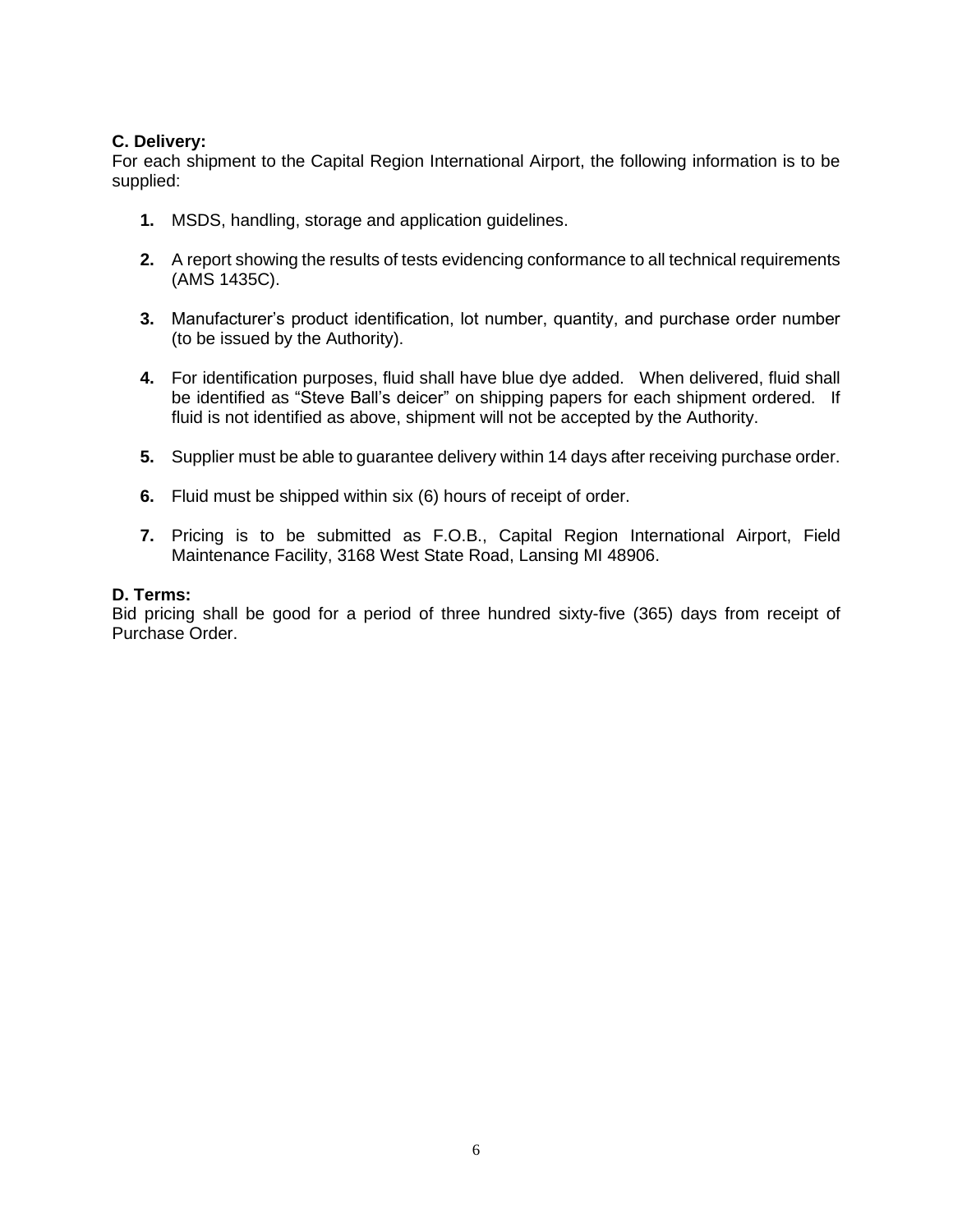**C. Delivery:**
For each shipment to the Capital Region International Airport, the following information is to be supplied:

1. MSDS, handling, storage and application guidelines.

2. A report showing the results of tests evidencing conformance to all technical requirements (AMS 1435C).

3. Manufacturer's product identification, lot number, quantity, and purchase order number (to be issued by the Authority).

4. For identification purposes, fluid shall have blue dye added. When delivered, fluid shall be identified as "Steve Ball's deicer" on shipping papers for each shipment ordered. If fluid is not identified as above, shipment will not be accepted by the Authority.

5. Supplier must be able to guarantee delivery within 14 days after receiving purchase order.

6. Fluid must be shipped within six (6) hours of receipt of order.

7. Pricing is to be submitted as F.O.B., Capital Region International Airport, Field Maintenance Facility, 3168 West State Road, Lansing MI 48906.

**D. Terms:**
Bid pricing shall be good for a period of three hundred sixty-five (365) days from receipt of Purchase Order.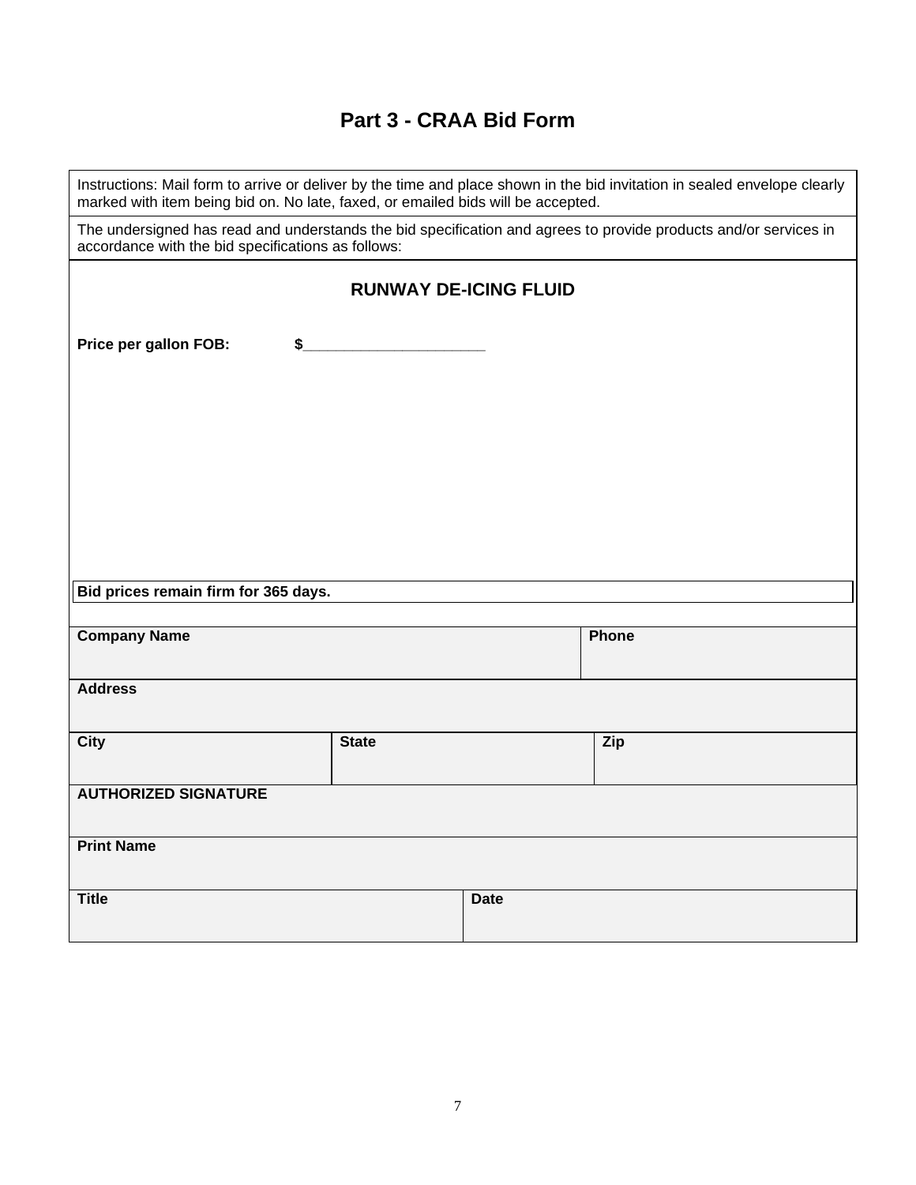# Part 3 - CRAA Bid Form

Instructions: Mail form to arrive or deliver by the time and place shown in the bid invitation in sealed envelope clearly marked with item being bid on. No late, faxed, or emailed bids will be accepted.

The undersigned has read and understands the bid specification and agrees to provide products and/or services in accordance with the bid specifications as follows:

## RUNWAY DE-ICING FLUID

**Price per gallon FOB:** **$______________________**

**Bid prices remain firm for 365 days.**

| | | |
|---|---|---|
| **Company Name** | | **Phone** |
| **Address** | | |
| **City** | **State** | **Zip** |
| **AUTHORIZED SIGNATURE** | | |
| **Print Name** | | |
| **Title** | **Date** | |